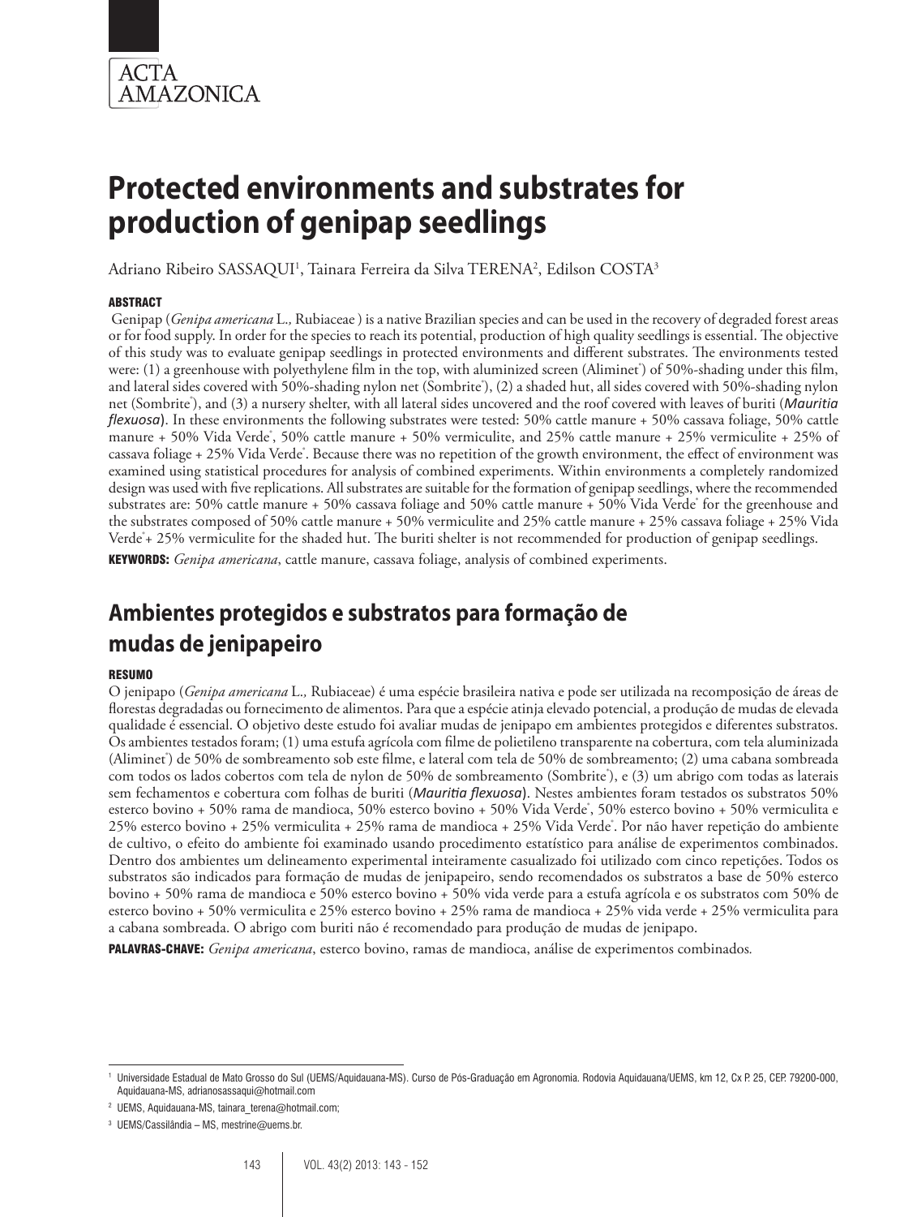ACTA AMAZONICA

# Protected environments and substrates for production of genipap seedlings

Adriano Ribeiro SASSAQUI[1], Tainara Ferreira da Silva TERENA[2], Edilson COSTA[3]

### ABSTRACT

Genipap (*Genipa americana* L., Rubiaceae ) is a native Brazilian species and can be used in the recovery of degraded forest areas or for food supply. In order for the species to reach its potential, production of high quality seedlings is essential. The objective of this study was to evaluate genipap seedlings in protected environments and different substrates. The environments tested were: (1) a greenhouse with polyethylene film in the top, with aluminized screen (Aliminet®) of 50%-shading under this film, and lateral sides covered with 50%-shading nylon net (Sombrite®), (2) a shaded hut, all sides covered with 50%-shading nylon net (Sombrite®), and (3) a nursery shelter, with all lateral sides uncovered and the roof covered with leaves of buriti (*Mauritia flexuosa*). In these environments the following substrates were tested: 50% cattle manure + 50% cassava foliage, 50% cattle manure + 50% Vida Verde®, 50% cattle manure + 50% vermiculite, and 25% cattle manure + 25% vermiculite + 25% of cassava foliage + 25% Vida Verde®. Because there was no repetition of the growth environment, the effect of environment was examined using statistical procedures for analysis of combined experiments. Within environments a completely randomized design was used with five replications. All substrates are suitable for the formation of genipap seedlings, where the recommended substrates are: 50% cattle manure + 50% cassava foliage and 50% cattle manure + 50% Vida Verde® for the greenhouse and the substrates composed of 50% cattle manure + 50% vermiculite and 25% cattle manure + 25% cassava foliage + 25% Vida Verde®+ 25% vermiculite for the shaded hut. The buriti shelter is not recommended for production of genipap seedlings.

**KEYWORDS:** *Genipa americana*, cattle manure, cassava foliage, analysis of combined experiments.

## Ambientes protegidos e substratos para formação de mudas de jenipapeiro

### RESUMO

O jenipapo (*Genipa americana* L., Rubiaceae) é uma espécie brasileira nativa e pode ser utilizada na recomposição de áreas de florestas degradadas ou fornecimento de alimentos. Para que a espécie atinja elevado potencial, a produção de mudas de elevada qualidade é essencial. O objetivo deste estudo foi avaliar mudas de jenipapo em ambientes protegidos e diferentes substratos. Os ambientes testados foram; (1) uma estufa agrícola com filme de polietileno transparente na cobertura, com tela aluminizada (Aliminet®) de 50% de sombreamento sob este filme, e lateral com tela de 50% de sombreamento; (2) uma cabana sombreada com todos os lados cobertos com tela de nylon de 50% de sombreamento (Sombrite®), e (3) um abrigo com todas as laterais sem fechamentos e cobertura com folhas de buriti (*Mauritia flexuosa*). Nestes ambientes foram testados os substratos 50% esterco bovino + 50% rama de mandioca, 50% esterco bovino + 50% Vida Verde®, 50% esterco bovino + 50% vermiculita e 25% esterco bovino + 25% vermiculita + 25% rama de mandioca + 25% Vida Verde®. Por não haver repetição do ambiente de cultivo, o efeito do ambiente foi examinado usando procedimento estatístico para análise de experimentos combinados. Dentro dos ambientes um delineamento experimental inteiramente casualizado foi utilizado com cinco repetições. Todos os substratos são indicados para formação de mudas de jenipapeiro, sendo recomendados os substratos a base de 50% esterco bovino + 50% rama de mandioca e 50% esterco bovino + 50% vida verde para a estufa agrícola e os substratos com 50% de esterco bovino + 50% vermiculita e 25% esterco bovino + 25% rama de mandioca + 25% vida verde + 25% vermiculita para a cabana sombreada. O abrigo com buriti não é recomendado para produção de mudas de jenipapo.

**PALAVRAS-CHAVE:** *Genipa americana*, esterco bovino, ramas de mandioca, análise de experimentos combinados.

---

[1] Universidade Estadual de Mato Grosso do Sul (UEMS/Aquidauana-MS). Curso de Pós-Graduação em Agronomia. Rodovia Aquidauana/UEMS, km 12, Cx P. 25, CEP. 79200-000, Aquidauana-MS, adrianosassaqui@hotmail.com

[2] UEMS, Aquidauana-MS, tainara_terena@hotmail.com;

[3] UEMS/Cassilândia – MS, mestrine@uems.br.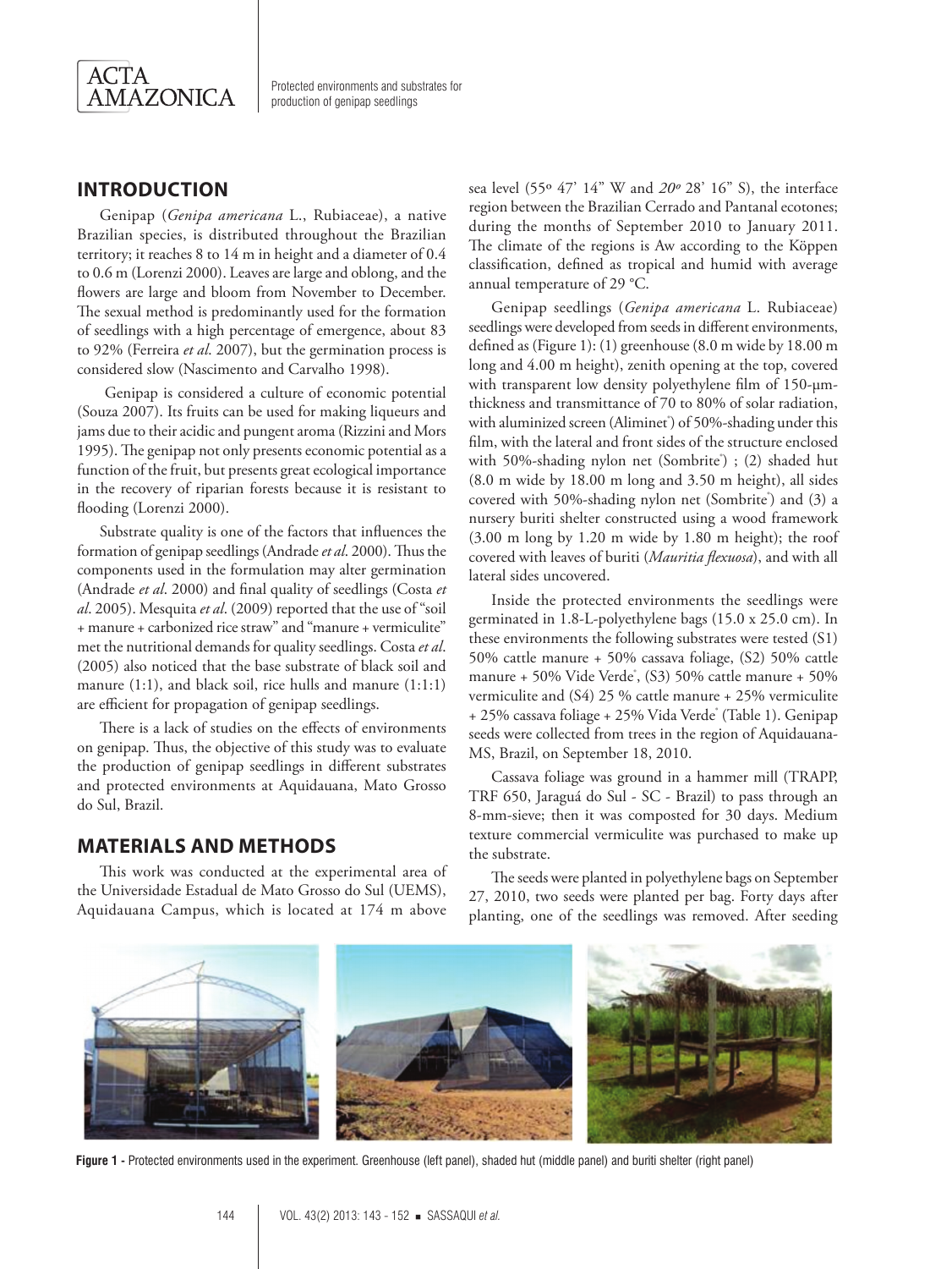## INTRODUCTION

Genipap (*Genipa americana* L., Rubiaceae), a native Brazilian species, is distributed throughout the Brazilian territory; it reaches 8 to 14 m in height and a diameter of 0.4 to 0.6 m (Lorenzi 2000). Leaves are large and oblong, and the flowers are large and bloom from November to December. The sexual method is predominantly used for the formation of seedlings with a high percentage of emergence, about 83 to 92% (Ferreira *et al*. 2007), but the germination process is considered slow (Nascimento and Carvalho 1998).

Genipap is considered a culture of economic potential (Souza 2007). Its fruits can be used for making liqueurs and jams due to their acidic and pungent aroma (Rizzini and Mors 1995). The genipap not only presents economic potential as a function of the fruit, but presents great ecological importance in the recovery of riparian forests because it is resistant to flooding (Lorenzi 2000).

Substrate quality is one of the factors that influences the formation of genipap seedlings (Andrade *et al*. 2000). Thus the components used in the formulation may alter germination (Andrade *et al*. 2000) and final quality of seedlings (Costa *et al*. 2005). Mesquita *et al*. (2009) reported that the use of "soil + manure + carbonized rice straw" and "manure + vermiculite" met the nutritional demands for quality seedlings. Costa *et al*. (2005) also noticed that the base substrate of black soil and manure (1:1), and black soil, rice hulls and manure (1:1:1) are efficient for propagation of genipap seedlings.

There is a lack of studies on the effects of environments on genipap. Thus, the objective of this study was to evaluate the production of genipap seedlings in different substrates and protected environments at Aquidauana, Mato Grosso do Sul, Brazil.

## MATERIALS AND METHODS

This work was conducted at the experimental area of the Universidade Estadual de Mato Grosso do Sul (UEMS), Aquidauana Campus, which is located at 174 m above sea level (55º 47' 14" W and *20º* 28' 16" S), the interface region between the Brazilian Cerrado and Pantanal ecotones; during the months of September 2010 to January 2011. The climate of the regions is Aw according to the Köppen classification, defined as tropical and humid with average annual temperature of 29 °C.

Genipap seedlings (*Genipa americana* L. Rubiaceae) seedlings were developed from seeds in different environments, defined as (Figure 1): (1) greenhouse (8.0 m wide by 18.00 m long and 4.00 m height), zenith opening at the top, covered with transparent low density polyethylene film of 150-µm-thickness and transmittance of 70 to 80% of solar radiation, with aluminized screen (Aliminet®) of 50%-shading under this film, with the lateral and front sides of the structure enclosed with 50%-shading nylon net (Sombrite®) ; (2) shaded hut (8.0 m wide by 18.00 m long and 3.50 m height), all sides covered with 50%-shading nylon net (Sombrite®) and (3) a nursery buriti shelter constructed using a wood framework (3.00 m long by 1.20 m wide by 1.80 m height); the roof covered with leaves of buriti (*Mauritia flexuosa*), and with all lateral sides uncovered.

Inside the protected environments the seedlings were germinated in 1.8-L-polyethylene bags (15.0 x 25.0 cm). In these environments the following substrates were tested (S1) 50% cattle manure + 50% cassava foliage, (S2) 50% cattle manure + 50% Vide Verde®, (S3) 50% cattle manure + 50% vermiculite and (S4) 25 % cattle manure + 25% vermiculite + 25% cassava foliage + 25% Vida Verde® (Table 1). Genipap seeds were collected from trees in the region of Aquidauana-MS, Brazil, on September 18, 2010.

Cassava foliage was ground in a hammer mill (TRAPP, TRF 650, Jaraguá do Sul - SC - Brazil) to pass through an 8-mm-sieve; then it was composted for 30 days. Medium texture commercial vermiculite was purchased to make up the substrate.

The seeds were planted in polyethylene bags on September 27, 2010, two seeds were planted per bag. Forty days after planting, one of the seedlings was removed. After seeding

**Figure 1 -** Protected environments used in the experiment. Greenhouse (left panel), shaded hut (middle panel) and buriti shelter (right panel)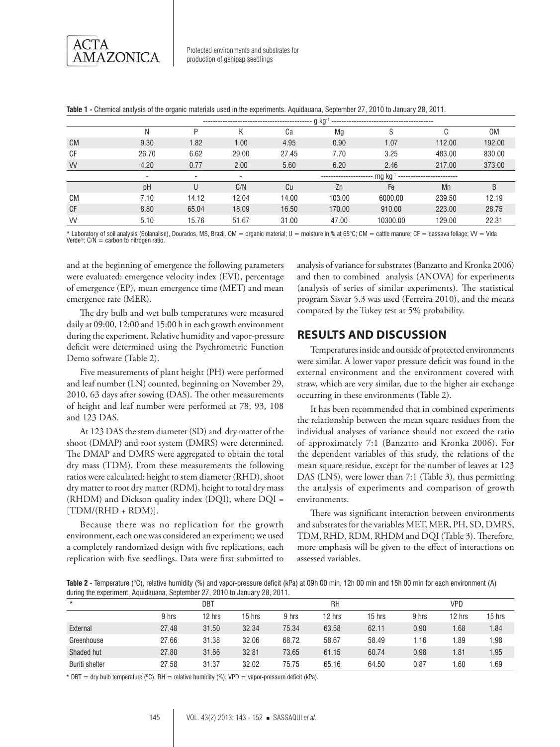**Table 1 -** Chemical analysis of the organic materials used in the experiments. Aquidauana, September 27, 2010 to January 28, 2011.

| | ---------- g kg$^{-1}$ ---------- | | | | | | | |
|---|---|---|---|---|---|---|---|---|
| | N | P | K | Ca | Mg | S | C | OM |
| CM | 9.30 | 1.82 | 1.00 | 4.95 | 0.90 | 1.07 | 112.00 | 192.00 |
| CF | 26.70 | 6.62 | 29.00 | 27.45 | 7.70 | 3.25 | 483.00 | 830.00 |
| VV | 4.20 | 0.77 | 2.00 | 5.60 | 6.20 | 2.46 | 217.00 | 373.00 |
| | - | - | - | ---------- mg kg$^{-1}$ ---------- | | | | |
| | pH | U | C/N | Cu | Zn | Fe | Mn | B |
| CM | 7.10 | 14.12 | 12.04 | 14.00 | 103.00 | 6000.00 | 239.50 | 12.19 |
| CF | 8.80 | 65.04 | 18.09 | 16.50 | 170.00 | 910.00 | 223.00 | 28.75 |
| VV | 5.10 | 15.76 | 51.67 | 31.00 | 47.00 | 10300.00 | 129.00 | 22.31 |

* Laboratory of soil analysis (Solanalise), Dourados, MS, Brazil. OM = organic material; U = moisture in % at 65°C; CM = cattle manure; CF = cassava foliage; VV = Vida Verde®; C/N = carbon to nitrogen ratio.

and at the beginning of emergence the following parameters were evaluated: emergence velocity index (EVI), percentage of emergence (EP), mean emergence time (MET) and mean emergence rate (MER).

The dry bulb and wet bulb temperatures were measured daily at 09:00, 12:00 and 15:00 h in each growth environment during the experiment. Relative humidity and vapor-pressure deficit were determined using the Psychrometric Function Demo software (Table 2).

Five measurements of plant height (PH) were performed and leaf number (LN) counted, beginning on November 29, 2010, 63 days after sowing (DAS). The other measurements of height and leaf number were performed at 78, 93, 108 and 123 DAS.

At 123 DAS the stem diameter (SD) and dry matter of the shoot (DMAP) and root system (DMRS) were determined. The DMAP and DMRS were aggregated to obtain the total dry mass (TDM). From these measurements the following ratios were calculated: height to stem diameter (RHD), shoot dry matter to root dry matter (RDM), height to total dry mass (RHDM) and Dickson quality index (DQI), where DQI = [TDM/(RHD + RDM)].

Because there was no replication for the growth environment, each one was considered an experiment; we used a completely randomized design with five replications, each replication with five seedlings. Data were first submitted to analysis of variance for substrates (Banzatto and Kronka 2006) and then to combined analysis (ANOVA) for experiments (analysis of series of similar experiments). The statistical program Sisvar 5.3 was used (Ferreira 2010), and the means compared by the Tukey test at 5% probability.

## RESULTS AND DISCUSSION

Temperatures inside and outside of protected environments were similar. A lower vapor pressure deficit was found in the external environment and the environment covered with straw, which are very similar, due to the higher air exchange occurring in these environments (Table 2).

It has been recommended that in combined experiments the relationship between the mean square residues from the individual analyses of variance should not exceed the ratio of approximately 7:1 (Banzatto and Kronka 2006). For the dependent variables of this study, the relations of the mean square residue, except for the number of leaves at 123 DAS (LN5), were lower than 7:1 (Table 3), thus permitting the analysis of experiments and comparison of growth environments.

There was significant interaction between environments and substrates for the variables MET, MER, PH, SD, DMRS, TDM, RHD, RDM, RHDM and DQI (Table 3). Therefore, more emphasis will be given to the effect of interactions on assessed variables.

**Table 2 -** Temperature (°C), relative humidity (%) and vapor-pressure deficit (kPa) at 09h 00 min, 12h 00 min and 15h 00 min for each environment (A) during the experiment. Aquidauana, September 27, 2010 to January 28, 2011.

| * | DBT | | | RH | | | VPD | | |
|---|---|---|---|---|---|---|---|---|---|
| | 9 hrs | 12 hrs | 15 hrs | 9 hrs | 12 hrs | 15 hrs | 9 hrs | 12 hrs | 15 hrs |
| External | 27.48 | 31.50 | 32.34 | 75.34 | 63.58 | 62.11 | 0.90 | 1.68 | 1.84 |
| Greenhouse | 27.66 | 31.38 | 32.06 | 68.72 | 58.67 | 58.49 | 1.16 | 1.89 | 1.98 |
| Shaded hut | 27.80 | 31.66 | 32.81 | 73.65 | 61.15 | 60.74 | 0.98 | 1.81 | 1.95 |
| Buriti shelter | 27.58 | 31.37 | 32.02 | 75.75 | 65.16 | 64.50 | 0.87 | 1.60 | 1.69 |

* DBT = dry bulb temperature (ºC); RH = relative humidity (%); VPD = vapor-pressure deficit (kPa).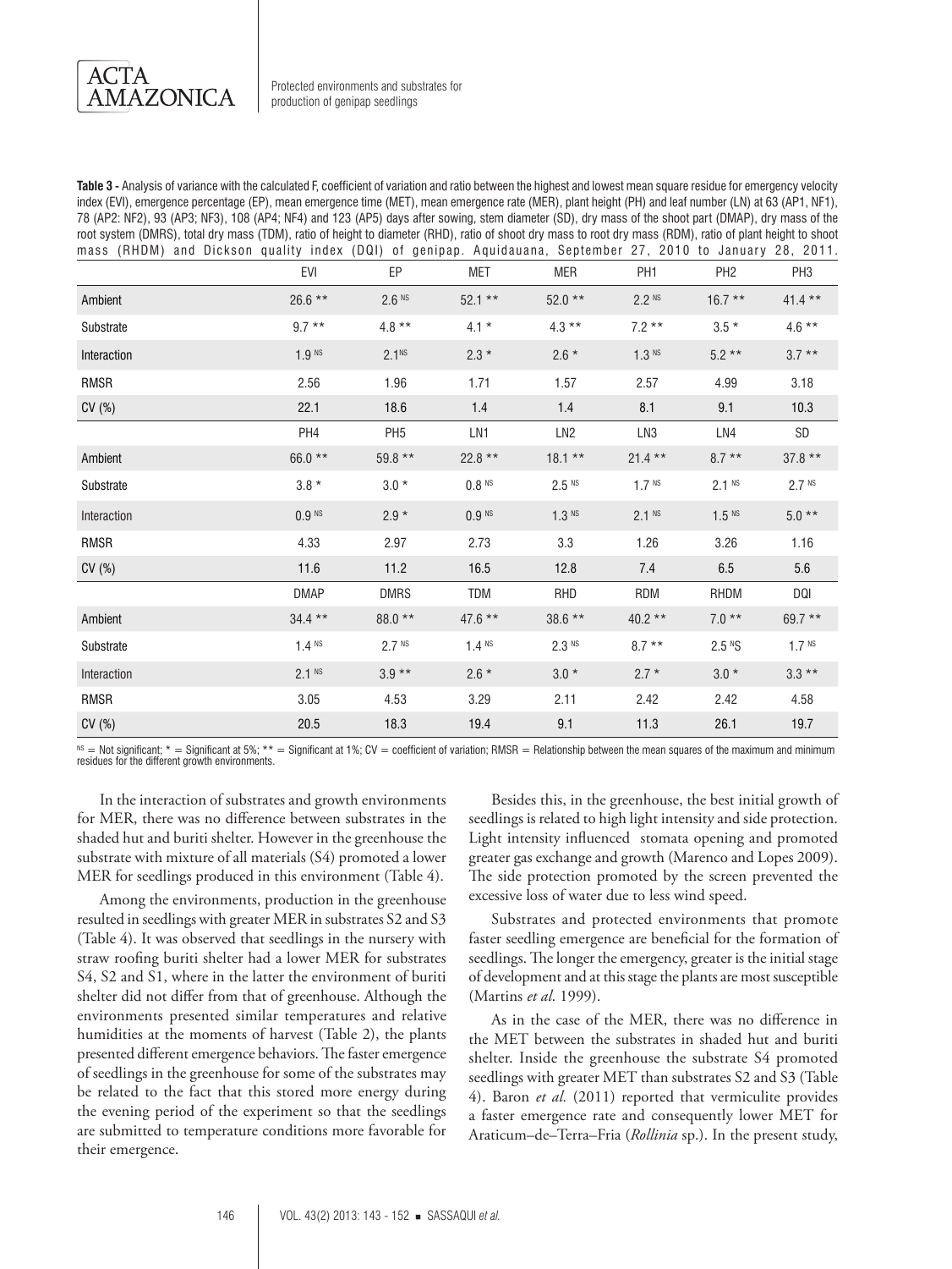**Table 3 -** Analysis of variance with the calculated F, coefficient of variation and ratio between the highest and lowest mean square residue for emergency velocity index (EVI), emergence percentage (EP), mean emergence time (MET), mean emergence rate (MER), plant height (PH) and leaf number (LN) at 63 (AP1, NF1), 78 (AP2: NF2), 93 (AP3; NF3), 108 (AP4; NF4) and 123 (AP5) days after sowing, stem diameter (SD), dry mass of the shoot part (DMAP), dry mass of the root system (DMRS), total dry mass (TDM), ratio of height to diameter (RHD), ratio of shoot dry mass to root dry mass (RDM), ratio of plant height to shoot mass (RHDM) and Dickson quality index (DQI) of genipap. Aquidauana, September 27, 2010 to January 28, 2011.

| | EVI | EP | MET | MER | PH1 | PH2 | PH3 |
|---|---|---|---|---|---|---|---|
| Ambient | 26.6 ** | 2.6 NS | 52.1 ** | 52.0 ** | 2.2 NS | 16.7 ** | 41.4 ** |
| Substrate | 9.7 ** | 4.8 ** | 4.1 * | 4.3 ** | 7.2 ** | 3.5 * | 4.6 ** |
| Interaction | 1.9 NS | 2.1NS | 2.3 * | 2.6 * | 1.3 NS | 5.2 ** | 3.7 ** |
| RMSR | 2.56 | 1.96 | 1.71 | 1.57 | 2.57 | 4.99 | 3.18 |
| CV (%) | 22.1 | 18.6 | 1.4 | 1.4 | 8.1 | 9.1 | 10.3 |
| | **PH4** | **PH5** | **LN1** | **LN2** | **LN3** | **LN4** | **SD** |
| Ambient | 66.0 ** | 59.8 ** | 22.8 ** | 18.1 ** | 21.4 ** | 8.7 ** | 37.8 ** |
| Substrate | 3.8 * | 3.0 * | 0.8 NS | 2.5 NS | 1.7 NS | 2.1 NS | 2.7 NS |
| Interaction | 0.9 NS | 2.9 * | 0.9 NS | 1.3 NS | 2.1 NS | 1.5 NS | 5.0 ** |
| RMSR | 4.33 | 2.97 | 2.73 | 3.3 | 1.26 | 3.26 | 1.16 |
| CV (%) | 11.6 | 11.2 | 16.5 | 12.8 | 7.4 | 6.5 | 5.6 |
| | **DMAP** | **DMRS** | **TDM** | **RHD** | **RDM** | **RHDM** | **DQI** |
| Ambient | 34.4 ** | 88.0 ** | 47.6 ** | 38.6 ** | 40.2 ** | 7.0 ** | 69.7 ** |
| Substrate | 1.4 NS | 2.7 NS | 1.4 NS | 2.3 NS | 8.7 ** | 2.5 NS | 1.7 NS |
| Interaction | 2.1 NS | 3.9 ** | 2.6 * | 3.0 * | 2.7 * | 3.0 * | 3.3 ** |
| RMSR | 3.05 | 4.53 | 3.29 | 2.11 | 2.42 | 2.42 | 4.58 |
| CV (%) | 20.5 | 18.3 | 19.4 | 9.1 | 11.3 | 26.1 | 19.7 |

NS = Not significant; * = Significant at 5%; ** = Significant at 1%; CV = coefficient of variation; RMSR = Relationship between the mean squares of the maximum and minimum residues for the different growth environments.

In the interaction of substrates and growth environments for MER, there was no difference between substrates in the shaded hut and buriti shelter. However in the greenhouse the substrate with mixture of all materials (S4) promoted a lower MER for seedlings produced in this environment (Table 4).

Among the environments, production in the greenhouse resulted in seedlings with greater MER in substrates S2 and S3 (Table 4). It was observed that seedlings in the nursery with straw roofing buriti shelter had a lower MER for substrates S4, S2 and S1, where in the latter the environment of buriti shelter did not differ from that of greenhouse. Although the environments presented similar temperatures and relative humidities at the moments of harvest (Table 2), the plants presented different emergence behaviors. The faster emergence of seedlings in the greenhouse for some of the substrates may be related to the fact that this stored more energy during the evening period of the experiment so that the seedlings are submitted to temperature conditions more favorable for their emergence.

Besides this, in the greenhouse, the best initial growth of seedlings is related to high light intensity and side protection. Light intensity influenced stomata opening and promoted greater gas exchange and growth (Marenco and Lopes 2009). The side protection promoted by the screen prevented the excessive loss of water due to less wind speed.

Substrates and protected environments that promote faster seedling emergence are beneficial for the formation of seedlings. The longer the emergency, greater is the initial stage of development and at this stage the plants are most susceptible (Martins *et al*. 1999).

As in the case of the MER, there was no difference in the MET between the substrates in shaded hut and buriti shelter. Inside the greenhouse the substrate S4 promoted seedlings with greater MET than substrates S2 and S3 (Table 4). Baron *et al.* (2011) reported that vermiculite provides a faster emergence rate and consequently lower MET for Araticum–de–Terra–Fria (*Rollinia* sp.). In the present study,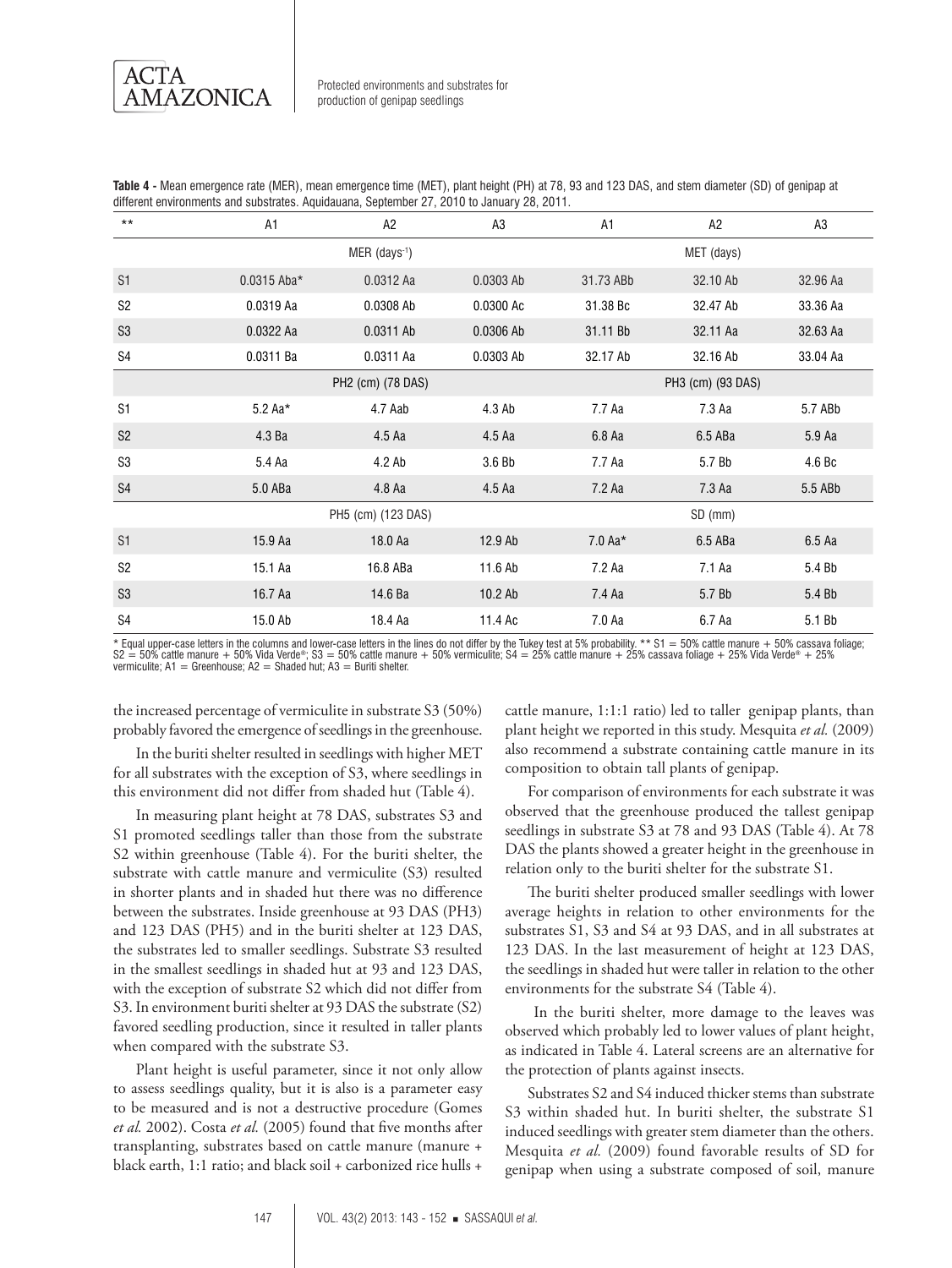**Table 4 -** Mean emergence rate (MER), mean emergence time (MET), plant height (PH) at 78, 93 and 123 DAS, and stem diameter (SD) of genipap at different environments and substrates. Aquidauana, September 27, 2010 to January 28, 2011.

| ** | A1 | A2 | A3 | A1 | A2 | A3 |
|---|---|---|---|---|---|---|
| | MER ($days^{-1}$) | | | MET (days) | | |
| S1 | 0.0315 Aba* | 0.0312 Aa | 0.0303 Ab | 31.73 ABb | 32.10 Ab | 32.96 Aa |
| S2 | 0.0319 Aa | 0.0308 Ab | 0.0300 Ac | 31.38 Bc | 32.47 Ab | 33.36 Aa |
| S3 | 0.0322 Aa | 0.0311 Ab | 0.0306 Ab | 31.11 Bb | 32.11 Aa | 32.63 Aa |
| S4 | 0.0311 Ba | 0.0311 Aa | 0.0303 Ab | 32.17 Ab | 32.16 Ab | 33.04 Aa |
| | PH2 (cm) (78 DAS) | | | PH3 (cm) (93 DAS) | | |
| S1 | 5.2 Aa* | 4.7 Aab | 4.3 Ab | 7.7 Aa | 7.3 Aa | 5.7 ABb |
| S2 | 4.3 Ba | 4.5 Aa | 4.5 Aa | 6.8 Aa | 6.5 ABa | 5.9 Aa |
| S3 | 5.4 Aa | 4.2 Ab | 3.6 Bb | 7.7 Aa | 5.7 Bb | 4.6 Bc |
| S4 | 5.0 ABa | 4.8 Aa | 4.5 Aa | 7.2 Aa | 7.3 Aa | 5.5 ABb |
| | PH5 (cm) (123 DAS) | | | SD (mm) | | |
| S1 | 15.9 Aa | 18.0 Aa | 12.9 Ab | 7.0 Aa* | 6.5 ABa | 6.5 Aa |
| S2 | 15.1 Aa | 16.8 ABa | 11.6 Ab | 7.2 Aa | 7.1 Aa | 5.4 Bb |
| S3 | 16.7 Aa | 14.6 Ba | 10.2 Ab | 7.4 Aa | 5.7 Bb | 5.4 Bb |
| S4 | 15.0 Ab | 18.4 Aa | 11.4 Ac | 7.0 Aa | 6.7 Aa | 5.1 Bb |

\* Equal upper-case letters in the columns and lower-case letters in the lines do not differ by the Tukey test at 5% probability. ** S1 = 50% cattle manure + 50% cassava foliage; S2 = 50% cattle manure + 50% Vida Verde®; S3 = 50% cattle manure + 50% vermiculite; S4 = 25% cattle manure + 25% cassava foliage + 25% Vida Verde® + 25% vermiculite; A1 = Greenhouse; A2 = Shaded hut; A3 = Buriti shelter.

the increased percentage of vermiculite in substrate S3 (50%) probably favored the emergence of seedlings in the greenhouse.

In the buriti shelter resulted in seedlings with higher MET for all substrates with the exception of S3, where seedlings in this environment did not differ from shaded hut (Table 4).

In measuring plant height at 78 DAS, substrates S3 and S1 promoted seedlings taller than those from the substrate S2 within greenhouse (Table 4). For the buriti shelter, the substrate with cattle manure and vermiculite (S3) resulted in shorter plants and in shaded hut there was no difference between the substrates. Inside greenhouse at 93 DAS (PH3) and 123 DAS (PH5) and in the buriti shelter at 123 DAS, the substrates led to smaller seedlings. Substrate S3 resulted in the smallest seedlings in shaded hut at 93 and 123 DAS, with the exception of substrate S2 which did not differ from S3. In environment buriti shelter at 93 DAS the substrate (S2) favored seedling production, since it resulted in taller plants when compared with the substrate S3.

Plant height is useful parameter, since it not only allow to assess seedlings quality, but it is also is a parameter easy to be measured and is not a destructive procedure (Gomes *et al.* 2002). Costa *et al.* (2005) found that five months after transplanting, substrates based on cattle manure (manure + black earth, 1:1 ratio; and black soil + carbonized rice hulls + cattle manure, 1:1:1 ratio) led to taller genipap plants, than plant height we reported in this study. Mesquita *et al.* (2009) also recommend a substrate containing cattle manure in its composition to obtain tall plants of genipap.

For comparison of environments for each substrate it was observed that the greenhouse produced the tallest genipap seedlings in substrate S3 at 78 and 93 DAS (Table 4). At 78 DAS the plants showed a greater height in the greenhouse in relation only to the buriti shelter for the substrate S1.

The buriti shelter produced smaller seedlings with lower average heights in relation to other environments for the substrates S1, S3 and S4 at 93 DAS, and in all substrates at 123 DAS. In the last measurement of height at 123 DAS, the seedlings in shaded hut were taller in relation to the other environments for the substrate S4 (Table 4).

In the buriti shelter, more damage to the leaves was observed which probably led to lower values of plant height, as indicated in Table 4. Lateral screens are an alternative for the protection of plants against insects.

Substrates S2 and S4 induced thicker stems than substrate S3 within shaded hut. In buriti shelter, the substrate S1 induced seedlings with greater stem diameter than the others. Mesquita *et al.* (2009) found favorable results of SD for genipap when using a substrate composed of soil, manure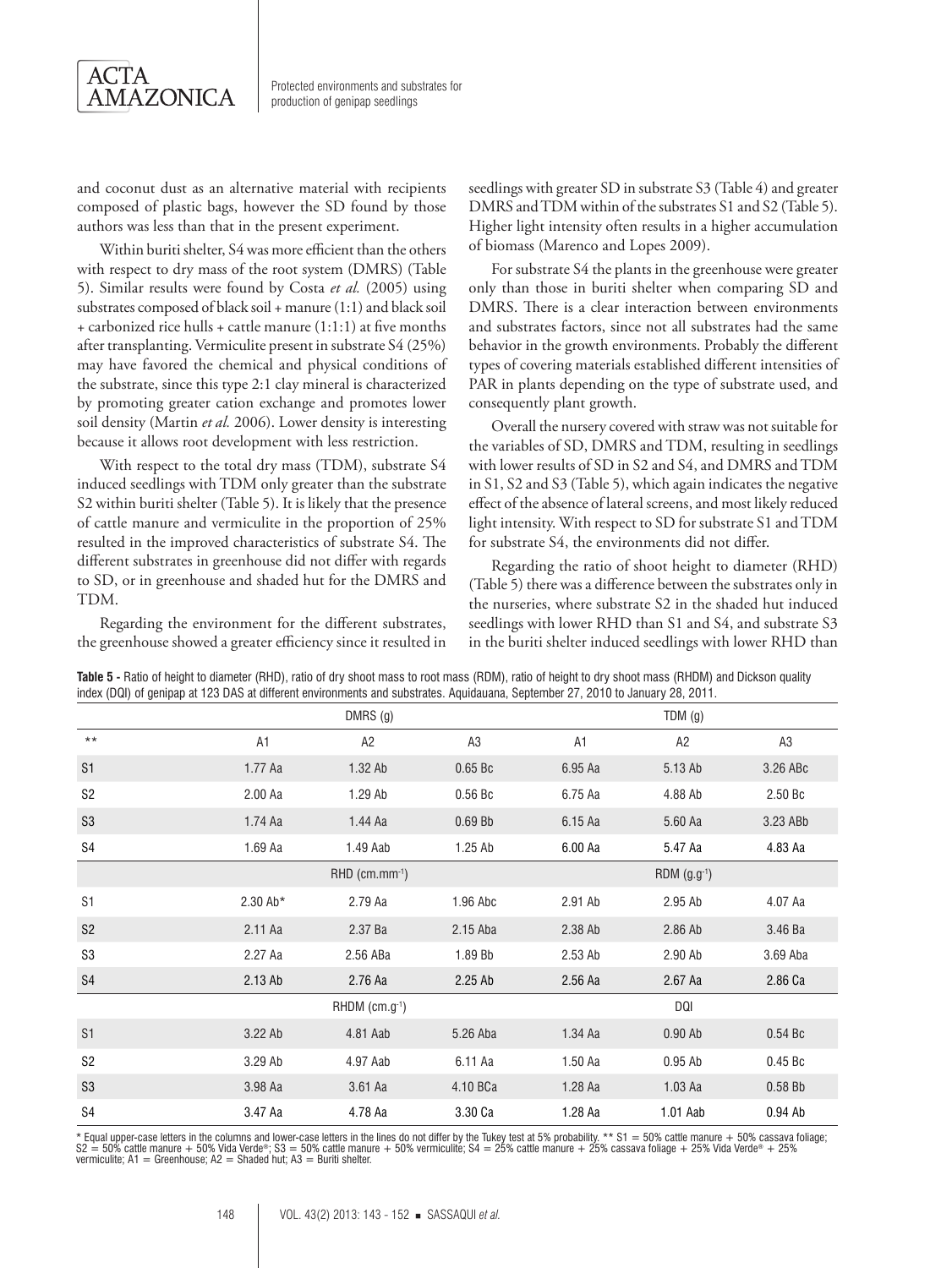and coconut dust as an alternative material with recipients composed of plastic bags, however the SD found by those authors was less than that in the present experiment.

Within buriti shelter, S4 was more efficient than the others with respect to dry mass of the root system (DMRS) (Table 5). Similar results were found by Costa *et al.* (2005) using substrates composed of black soil + manure (1:1) and black soil + carbonized rice hulls + cattle manure (1:1:1) at five months after transplanting. Vermiculite present in substrate S4 (25%) may have favored the chemical and physical conditions of the substrate, since this type 2:1 clay mineral is characterized by promoting greater cation exchange and promotes lower soil density (Martin *et al.* 2006). Lower density is interesting because it allows root development with less restriction.

With respect to the total dry mass (TDM), substrate S4 induced seedlings with TDM only greater than the substrate S2 within buriti shelter (Table 5). It is likely that the presence of cattle manure and vermiculite in the proportion of 25% resulted in the improved characteristics of substrate S4. The different substrates in greenhouse did not differ with regards to SD, or in greenhouse and shaded hut for the DMRS and TDM.

Regarding the environment for the different substrates, the greenhouse showed a greater efficiency since it resulted in seedlings with greater SD in substrate S3 (Table 4) and greater DMRS and TDM within of the substrates S1 and S2 (Table 5). Higher light intensity often results in a higher accumulation of biomass (Marenco and Lopes 2009).

For substrate S4 the plants in the greenhouse were greater only than those in buriti shelter when comparing SD and DMRS. There is a clear interaction between environments and substrates factors, since not all substrates had the same behavior in the growth environments. Probably the different types of covering materials established different intensities of PAR in plants depending on the type of substrate used, and consequently plant growth.

Overall the nursery covered with straw was not suitable for the variables of SD, DMRS and TDM, resulting in seedlings with lower results of SD in S2 and S4, and DMRS and TDM in S1, S2 and S3 (Table 5), which again indicates the negative effect of the absence of lateral screens, and most likely reduced light intensity. With respect to SD for substrate S1 and TDM for substrate S4, the environments did not differ.

Regarding the ratio of shoot height to diameter (RHD) (Table 5) there was a difference between the substrates only in the nurseries, where substrate S2 in the shaded hut induced seedlings with lower RHD than S1 and S4, and substrate S3 in the buriti shelter induced seedlings with lower RHD than

**Table 5 -** Ratio of height to diameter (RHD), ratio of dry shoot mass to root mass (RDM), ratio of height to dry shoot mass (RHDM) and Dickson quality index (DQI) of genipap at 123 DAS at different environments and substrates. Aquidauana, September 27, 2010 to January 28, 2011.

| | DMRS (g) | | | TDM (g) | | |
|---|---|---|---|---|---|---|
| ** | A1 | A2 | A3 | A1 | A2 | A3 |
| S1 | 1.77 Aa | 1.32 Ab | 0.65 Bc | 6.95 Aa | 5.13 Ab | 3.26 ABc |
| S2 | 2.00 Aa | 1.29 Ab | 0.56 Bc | 6.75 Aa | 4.88 Ab | 2.50 Bc |
| S3 | 1.74 Aa | 1.44 Aa | 0.69 Bb | 6.15 Aa | 5.60 Aa | 3.23 ABb |
| S4 | 1.69 Aa | 1.49 Aab | 1.25 Ab | 6.00 Aa | 5.47 Aa | 4.83 Aa |
| | RHD ($cm.mm^{-1}$) | | | RDM ($g.g^{-1}$) | | |
| S1 | 2.30 Ab* | 2.79 Aa | 1.96 Abc | 2.91 Ab | 2.95 Ab | 4.07 Aa |
| S2 | 2.11 Aa | 2.37 Ba | 2.15 Aba | 2.38 Ab | 2.86 Ab | 3.46 Ba |
| S3 | 2.27 Aa | 2.56 ABa | 1.89 Bb | 2.53 Ab | 2.90 Ab | 3.69 Aba |
| S4 | 2.13 Ab | 2.76 Aa | 2.25 Ab | 2.56 Aa | 2.67 Aa | 2.86 Ca |
| | RHDM ($cm.g^{-1}$) | | | DQI | | |
| S1 | 3.22 Ab | 4.81 Aab | 5.26 Aba | 1.34 Aa | 0.90 Ab | 0.54 Bc |
| S2 | 3.29 Ab | 4.97 Aab | 6.11 Aa | 1.50 Aa | 0.95 Ab | 0.45 Bc |
| S3 | 3.98 Aa | 3.61 Aa | 4.10 BCa | 1.28 Aa | 1.03 Aa | 0.58 Bb |
| S4 | 3.47 Aa | 4.78 Aa | 3.30 Ca | 1.28 Aa | 1.01 Aab | 0.94 Ab |

\* Equal upper-case letters in the columns and lower-case letters in the lines do not differ by the Tukey test at 5% probability. ** S1 = 50% cattle manure + 50% cassava foliage; S2 = 50% cattle manure + 50% Vida Verde®; S3 = 50% cattle manure + 50% vermiculite; S4 = 25% cattle manure + 25% cassava foliage + 25% Vida Verde® + 25% vermiculite; A1 = Greenhouse; A2 = Shaded hut; A3 = Buriti shelter.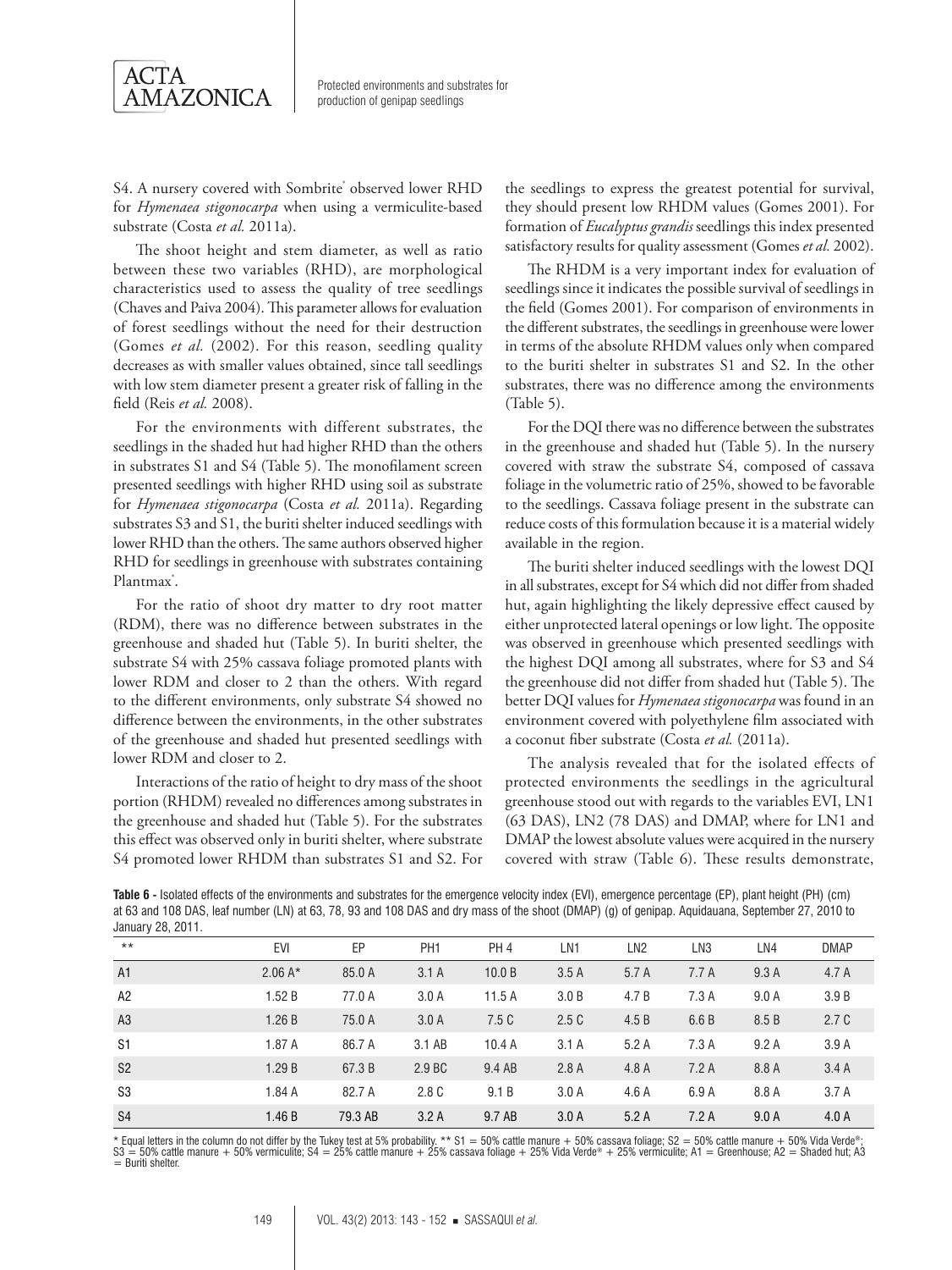S4. A nursery covered with Sombrite® observed lower RHD for *Hymenaea stigonocarpa* when using a vermiculite-based substrate (Costa *et al.* 2011a).

The shoot height and stem diameter, as well as ratio between these two variables (RHD), are morphological characteristics used to assess the quality of tree seedlings (Chaves and Paiva 2004). This parameter allows for evaluation of forest seedlings without the need for their destruction (Gomes *et al.* (2002). For this reason, seedling quality decreases as with smaller values obtained, since tall seedlings with low stem diameter present a greater risk of falling in the field (Reis *et al.* 2008).

For the environments with different substrates, the seedlings in the shaded hut had higher RHD than the others in substrates S1 and S4 (Table 5). The monofilament screen presented seedlings with higher RHD using soil as substrate for *Hymenaea stigonocarpa* (Costa *et al.* 2011a). Regarding substrates S3 and S1, the buriti shelter induced seedlings with lower RHD than the others. The same authors observed higher RHD for seedlings in greenhouse with substrates containing Plantmax®.

For the ratio of shoot dry matter to dry root matter (RDM), there was no difference between substrates in the greenhouse and shaded hut (Table 5). In buriti shelter, the substrate S4 with 25% cassava foliage promoted plants with lower RDM and closer to 2 than the others. With regard to the different environments, only substrate S4 showed no difference between the environments, in the other substrates of the greenhouse and shaded hut presented seedlings with lower RDM and closer to 2.

Interactions of the ratio of height to dry mass of the shoot portion (RHDM) revealed no differences among substrates in the greenhouse and shaded hut (Table 5). For the substrates this effect was observed only in buriti shelter, where substrate S4 promoted lower RHDM than substrates S1 and S2. For the seedlings to express the greatest potential for survival, they should present low RHDM values (Gomes 2001). For formation of *Eucalyptus grandis* seedlings this index presented satisfactory results for quality assessment (Gomes *et al.* 2002).

The RHDM is a very important index for evaluation of seedlings since it indicates the possible survival of seedlings in the field (Gomes 2001). For comparison of environments in the different substrates, the seedlings in greenhouse were lower in terms of the absolute RHDM values only when compared to the buriti shelter in substrates S1 and S2. In the other substrates, there was no difference among the environments (Table 5).

For the DQI there was no difference between the substrates in the greenhouse and shaded hut (Table 5). In the nursery covered with straw the substrate S4, composed of cassava foliage in the volumetric ratio of 25%, showed to be favorable to the seedlings. Cassava foliage present in the substrate can reduce costs of this formulation because it is a material widely available in the region.

The buriti shelter induced seedlings with the lowest DQI in all substrates, except for S4 which did not differ from shaded hut, again highlighting the likely depressive effect caused by either unprotected lateral openings or low light. The opposite was observed in greenhouse which presented seedlings with the highest DQI among all substrates, where for S3 and S4 the greenhouse did not differ from shaded hut (Table 5). The better DQI values for *Hymenaea stigonocarpa* was found in an environment covered with polyethylene film associated with a coconut fiber substrate (Costa *et al.* (2011a).

The analysis revealed that for the isolated effects of protected environments the seedlings in the agricultural greenhouse stood out with regards to the variables EVI, LN1 (63 DAS), LN2 (78 DAS) and DMAP, where for LN1 and DMAP the lowest absolute values were acquired in the nursery covered with straw (Table 6). These results demonstrate,

**Table 6 -** Isolated effects of the environments and substrates for the emergence velocity index (EVI), emergence percentage (EP), plant height (PH) (cm) at 63 and 108 DAS, leaf number (LN) at 63, 78, 93 and 108 DAS and dry mass of the shoot (DMAP) (g) of genipap. Aquidauana, September 27, 2010 to January 28, 2011.

| ** | EVI | EP | PH1 | PH 4 | LN1 | LN2 | LN3 | LN4 | DMAP |
|---|---|---|---|---|---|---|---|---|---|
| A1 | 2.06 A* | 85.0 A | 3.1 A | 10.0 B | 3.5 A | 5.7 A | 7.7 A | 9.3 A | 4.7 A |
| A2 | 1.52 B | 77.0 A | 3.0 A | 11.5 A | 3.0 B | 4.7 B | 7.3 A | 9.0 A | 3.9 B |
| A3 | 1.26 B | 75.0 A | 3.0 A | 7.5 C | 2.5 C | 4.5 B | 6.6 B | 8.5 B | 2.7 C |
| S1 | 1.87 A | 86.7 A | 3.1 AB | 10.4 A | 3.1 A | 5.2 A | 7.3 A | 9.2 A | 3.9 A |
| S2 | 1.29 B | 67.3 B | 2.9 BC | 9.4 AB | 2.8 A | 4.8 A | 7.2 A | 8.8 A | 3.4 A |
| S3 | 1.84 A | 82.7 A | 2.8 C | 9.1 B | 3.0 A | 4.6 A | 6.9 A | 8.8 A | 3.7 A |
| S4 | 1.46 B | 79.3 AB | 3.2 A | 9.7 AB | 3.0 A | 5.2 A | 7.2 A | 9.0 A | 4.0 A |

\* Equal letters in the column do not differ by the Tukey test at 5% probability. ** S1 = 50% cattle manure + 50% cassava foliage; S2 = 50% cattle manure + 50% Vida Verde®; S3 = 50% cattle manure + 50% vermiculite; S4 = 25% cattle manure + 25% cassava foliage + 25% Vida Verde® + 25% vermiculite; A1 = Greenhouse; A2 = Shaded hut; A3 = Buriti shelter.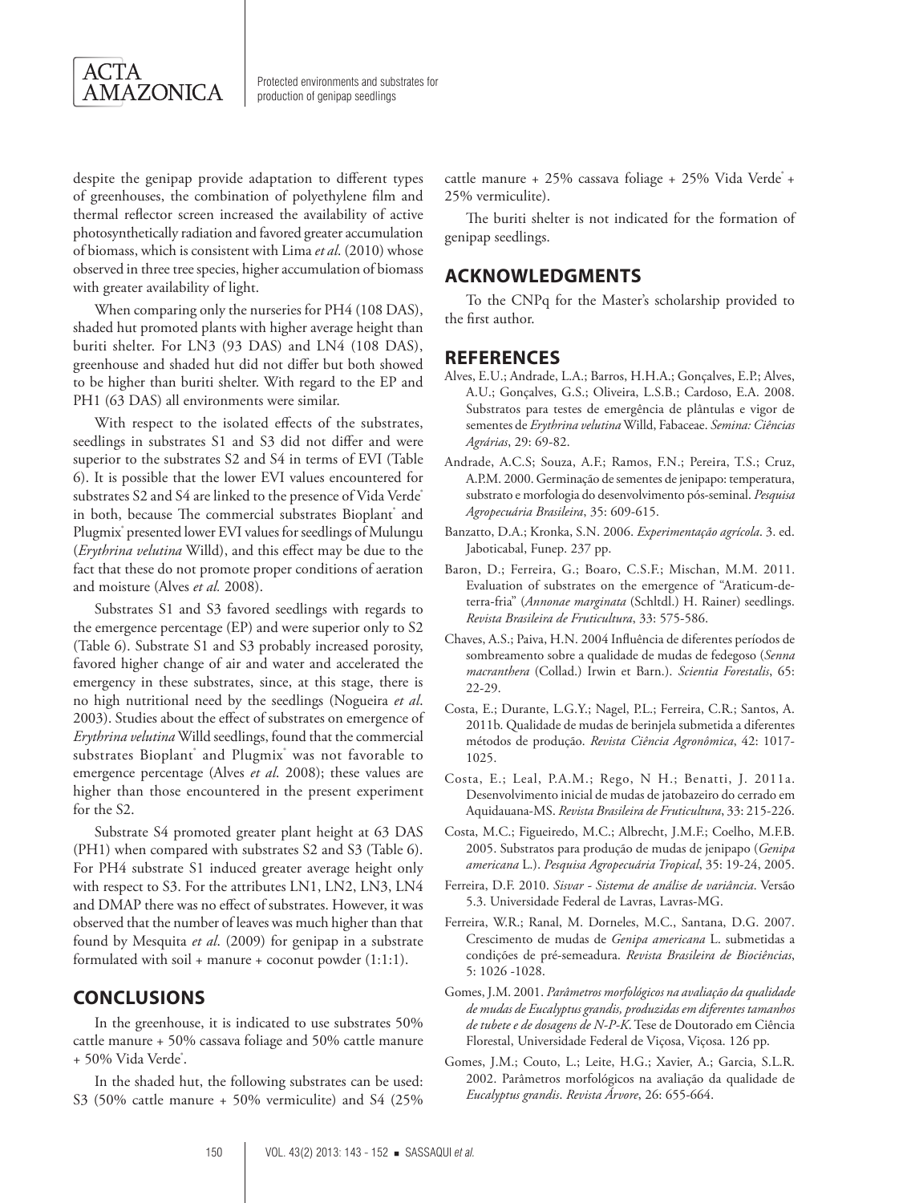despite the genipap provide adaptation to different types of greenhouses, the combination of polyethylene film and thermal reflector screen increased the availability of active photosynthetically radiation and favored greater accumulation of biomass, which is consistent with Lima *et al*. (2010) whose observed in three tree species, higher accumulation of biomass with greater availability of light.

When comparing only the nurseries for PH4 (108 DAS), shaded hut promoted plants with higher average height than buriti shelter. For LN3 (93 DAS) and LN4 (108 DAS), greenhouse and shaded hut did not differ but both showed to be higher than buriti shelter. With regard to the EP and PH1 (63 DAS) all environments were similar.

With respect to the isolated effects of the substrates, seedlings in substrates S1 and S3 did not differ and were superior to the substrates S2 and S4 in terms of EVI (Table 6). It is possible that the lower EVI values encountered for substrates S2 and S4 are linked to the presence of Vida Verde® in both, because The commercial substrates Bioplant® and Plugmix® presented lower EVI values for seedlings of Mulungu (*Erythrina velutina* Willd), and this effect may be due to the fact that these do not promote proper conditions of aeration and moisture (Alves *et al.* 2008).

Substrates S1 and S3 favored seedlings with regards to the emergence percentage (EP) and were superior only to S2 (Table 6). Substrate S1 and S3 probably increased porosity, favored higher change of air and water and accelerated the emergency in these substrates, since, at this stage, there is no high nutritional need by the seedlings (Nogueira *et al*. 2003). Studies about the effect of substrates on emergence of *Erythrina velutina* Willd seedlings, found that the commercial substrates Bioplant® and Plugmix® was not favorable to emergence percentage (Alves *et al*. 2008); these values are higher than those encountered in the present experiment for the S2.

Substrate S4 promoted greater plant height at 63 DAS (PH1) when compared with substrates S2 and S3 (Table 6). For PH4 substrate S1 induced greater average height only with respect to S3. For the attributes LN1, LN2, LN3, LN4 and DMAP there was no effect of substrates. However, it was observed that the number of leaves was much higher than that found by Mesquita *et al*. (2009) for genipap in a substrate formulated with soil + manure + coconut powder (1:1:1).

## CONCLUSIONS

In the greenhouse, it is indicated to use substrates 50% cattle manure + 50% cassava foliage and 50% cattle manure + 50% Vida Verde®.

In the shaded hut, the following substrates can be used: S3 (50% cattle manure + 50% vermiculite) and S4 (25% cattle manure + 25% cassava foliage + 25% Vida Verde® + 25% vermiculite).

The buriti shelter is not indicated for the formation of genipap seedlings.

## ACKNOWLEDGMENTS

To the CNPq for the Master's scholarship provided to the first author.

## REFERENCES

Alves, E.U.; Andrade, L.A.; Barros, H.H.A.; Gonçalves, E.P.; Alves, A.U.; Gonçalves, G.S.; Oliveira, L.S.B.; Cardoso, E.A. 2008. Substratos para testes de emergência de plântulas e vigor de sementes de *Erythrina velutina* Willd, Fabaceae. *Semina: Ciências Agrárias*, 29: 69-82.

Andrade, A.C.S; Souza, A.F.; Ramos, F.N.; Pereira, T.S.; Cruz, A.P.M. 2000. Germinação de sementes de jenipapo: temperatura, substrato e morfologia do desenvolvimento pós-seminal. *Pesquisa Agropecuária Brasileira*, 35: 609-615.

Banzatto, D.A.; Kronka, S.N. 2006. *Experimentação agrícola*. 3. ed. Jaboticabal, Funep. 237 pp.

Baron, D.; Ferreira, G.; Boaro, C.S.F.; Mischan, M.M. 2011. Evaluation of substrates on the emergence of "Araticum-de-terra-fria" (*Annonae marginata* (Schltdl.) H. Rainer) seedlings. *Revista Brasileira de Fruticultura*, 33: 575-586.

Chaves, A.S.; Paiva, H.N. 2004 Influência de diferentes períodos de sombreamento sobre a qualidade de mudas de fedegoso (*Senna macranthera* (Collad.) Irwin et Barn.). *Scientia Forestalis*, 65: 22-29.

Costa, E.; Durante, L.G.Y.; Nagel, P.L.; Ferreira, C.R.; Santos, A. 2011b. Qualidade de mudas de berinjela submetida a diferentes métodos de produção. *Revista Ciência Agronômica*, 42: 1017-1025.

Costa, E.; Leal, P.A.M.; Rego, N H.; Benatti, J. 2011a. Desenvolvimento inicial de mudas de jatobazeiro do cerrado em Aquidauana-MS. *Revista Brasileira de Fruticultura*, 33: 215-226.

Costa, M.C.; Figueiredo, M.C.; Albrecht, J.M.F.; Coelho, M.F.B. 2005. Substratos para produção de mudas de jenipapo (*Genipa americana* L.). *Pesquisa Agropecuária Tropical*, 35: 19-24, 2005.

Ferreira, D.F. 2010. *Sisvar - Sistema de análise de variância*. Versão 5.3. Universidade Federal de Lavras, Lavras-MG.

Ferreira, W.R.; Ranal, M. Dorneles, M.C., Santana, D.G. 2007. Crescimento de mudas de *Genipa americana* L. submetidas a condições de pré-semeadura. *Revista Brasileira de Biociências*, 5: 1026 -1028.

Gomes, J.M. 2001. *Parâmetros morfológicos na avaliação da qualidade de mudas de Eucalyptus grandis, produzidas em diferentes tamanhos de tubete e de dosagens de N-P-K*. Tese de Doutorado em Ciência Florestal, Universidade Federal de Viçosa, Viçosa. 126 pp.

Gomes, J.M.; Couto, L.; Leite, H.G.; Xavier, A.; Garcia, S.L.R. 2002. Parâmetros morfológicos na avaliação da qualidade de *Eucalyptus grandis*. *Revista Árvore*, 26: 655-664.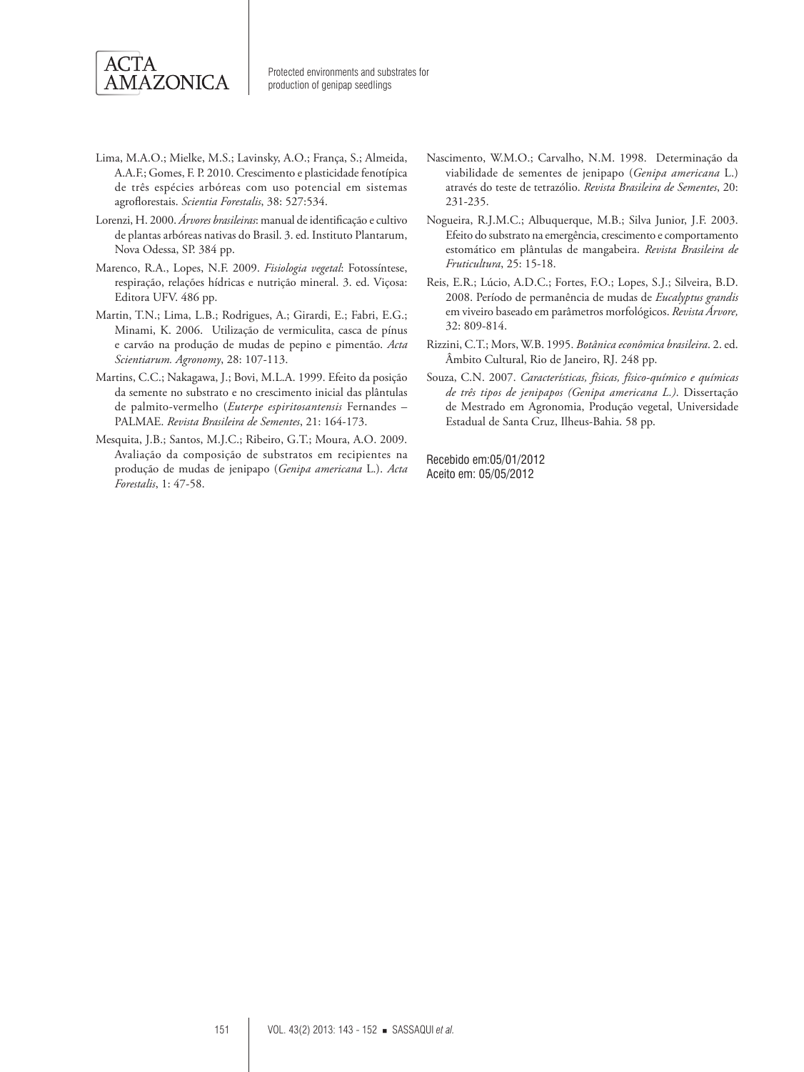Lima, M.A.O.; Mielke, M.S.; Lavinsky, A.O.; França, S.; Almeida, A.A.F.; Gomes, F. P. 2010. Crescimento e plasticidade fenotípica de três espécies arbóreas com uso potencial em sistemas agroflorestais. *Scientia Forestalis*, 38: 527:534.

Lorenzi, H. 2000. *Árvores brasileiras*: manual de identificação e cultivo de plantas arbóreas nativas do Brasil. 3. ed. Instituto Plantarum, Nova Odessa, SP. 384 pp.

Marenco, R.A., Lopes, N.F. 2009. *Fisiologia vegetal*: Fotossíntese, respiração, relações hídricas e nutrição mineral. 3. ed. Viçosa: Editora UFV. 486 pp.

Martin, T.N.; Lima, L.B.; Rodrigues, A.; Girardi, E.; Fabri, E.G.; Minami, K. 2006. Utilização de vermiculita, casca de pínus e carvão na produção de mudas de pepino e pimentão. *Acta Scientiarum. Agronomy*, 28: 107-113.

Martins, C.C.; Nakagawa, J.; Bovi, M.L.A. 1999. Efeito da posição da semente no substrato e no crescimento inicial das plântulas de palmito-vermelho (*Euterpe espiritosantensis* Fernandes – PALMAE. *Revista Brasileira de Sementes*, 21: 164-173.

Mesquita, J.B.; Santos, M.J.C.; Ribeiro, G.T.; Moura, A.O. 2009. Avaliação da composição de substratos em recipientes na produção de mudas de jenipapo (*Genipa americana* L.). *Acta Forestalis*, 1: 47-58.

Nascimento, W.M.O.; Carvalho, N.M. 1998. Determinação da viabilidade de sementes de jenipapo (*Genipa americana* L.) através do teste de tetrazólio. *Revista Brasileira de Sementes*, 20: 231-235.

Nogueira, R.J.M.C.; Albuquerque, M.B.; Silva Junior, J.F. 2003. Efeito do substrato na emergência, crescimento e comportamento estomático em plântulas de mangabeira. *Revista Brasileira de Fruticultura*, 25: 15-18.

Reis, E.R.; Lúcio, A.D.C.; Fortes, F.O.; Lopes, S.J.; Silveira, B.D. 2008. Período de permanência de mudas de *Eucalyptus grandis* em viveiro baseado em parâmetros morfológicos. *Revista Árvore,* 32: 809-814.

Rizzini, C.T.; Mors, W.B. 1995. *Botânica econômica brasileira*. 2. ed. Âmbito Cultural, Rio de Janeiro, RJ. 248 pp.

Souza, C.N. 2007. *Características, físicas, físico-químico e químicas de três tipos de jenipapos (Genipa americana L.)*. Dissertação de Mestrado em Agronomia, Produção vegetal, Universidade Estadual de Santa Cruz, Ilheus-Bahia. 58 pp.

Recebido em:05/01/2012
Aceito em: 05/05/2012